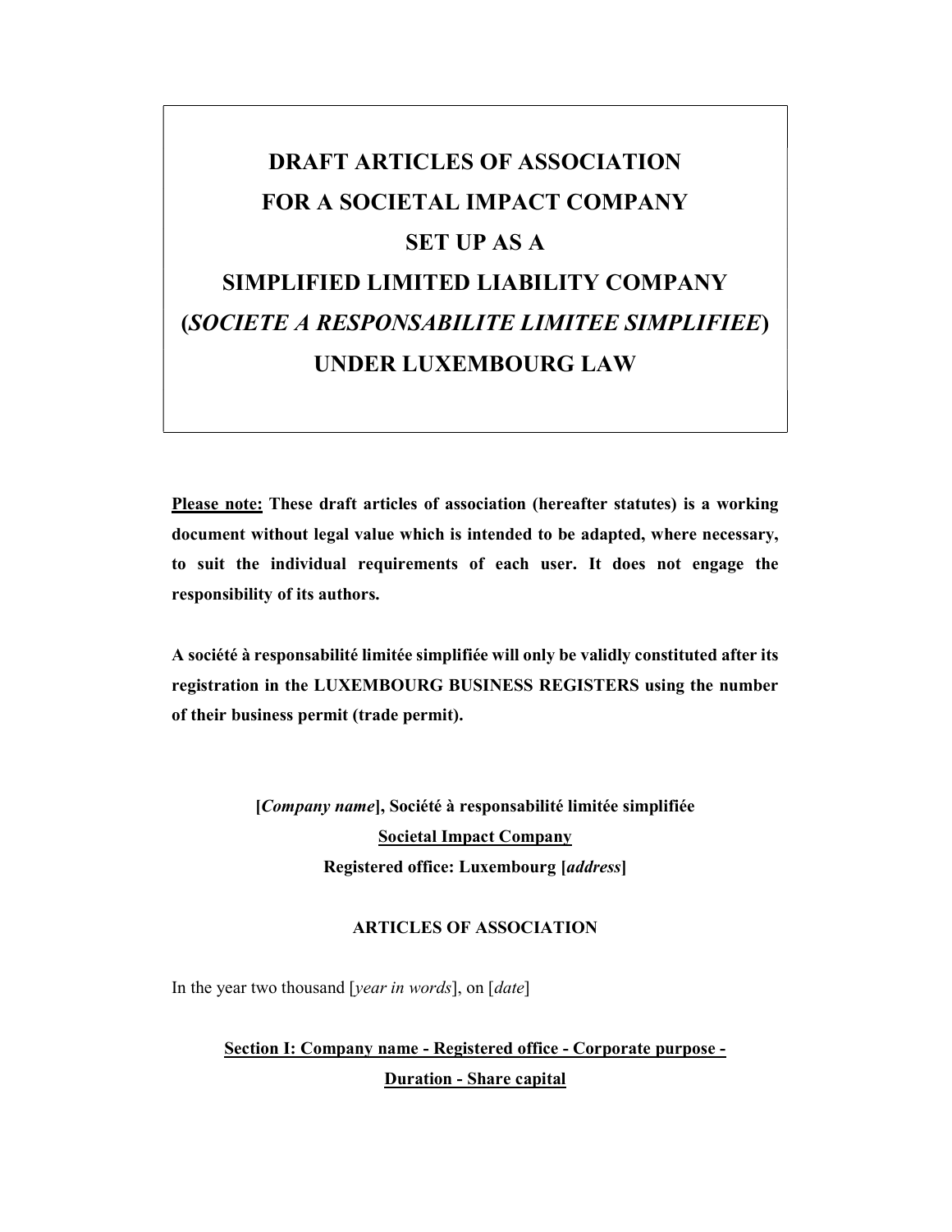# DRAFT ARTICLES OF ASSOCIATION FOR A SOCIETAL IMPACT COMPANY SET UP AS A SIMPLIFIED LIMITED LIABILITY COMPANY (*SOCIETE A RESPONSABILITE LIMITEE SIMPLIFIEE*) UNDER LUXEMBOURG LAW

**Please note:** **These draft articles of association (hereafter statutes) is a working document without legal value which is intended to be adapted, where necessary, to suit the individual requirements of each user. It does not engage the responsibility of its authors.**

**A société à responsabilité limitée simplifiée will only be validly constituted after its registration in the LUXEMBOURG BUSINESS REGISTERS using the number of their business permit (trade permit).**

**[*Company name*], Société à responsabilité limitée simplifiée**

**Societal Impact Company**

**Registered office: Luxembourg [*address*]**

## ARTICLES OF ASSOCIATION

In the year two thousand [*year in words*], on [*date*]

## Section I: Company name - Registered office - Corporate purpose - Duration - Share capital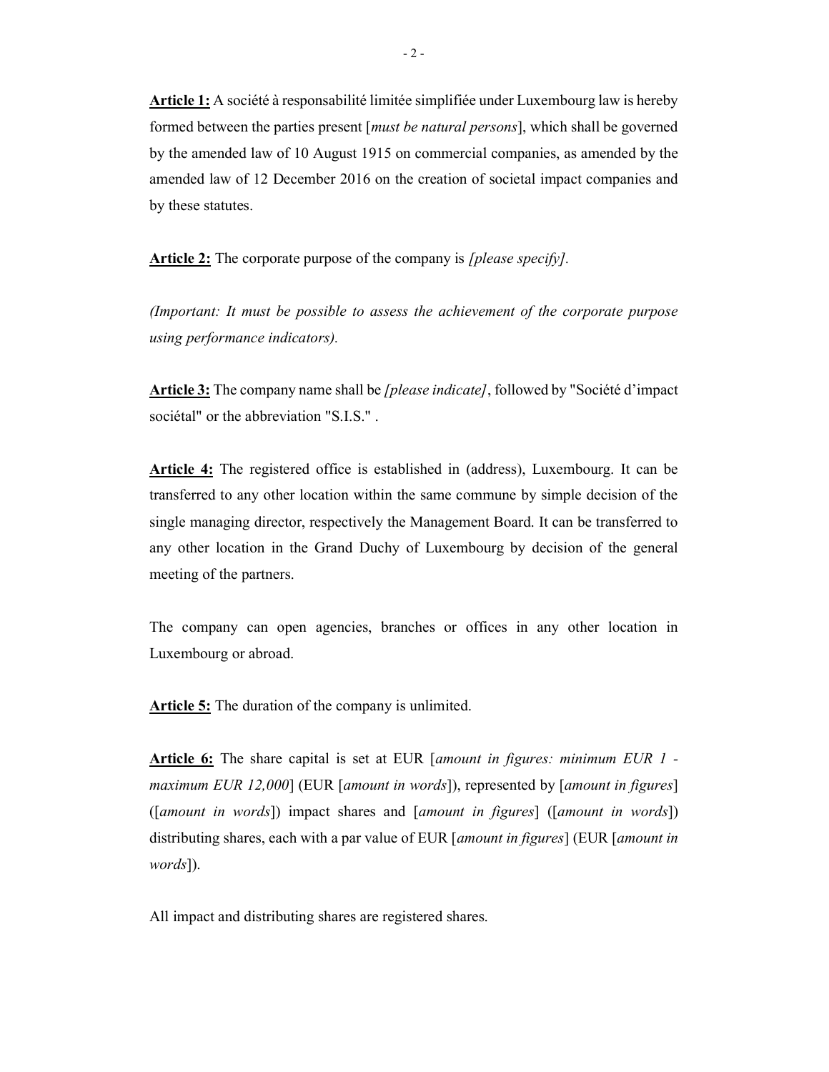**Article 1:** A société à responsabilité limitée simplifiée under Luxembourg law is hereby formed between the parties present [*must be natural persons*], which shall be governed by the amended law of 10 August 1915 on commercial companies, as amended by the amended law of 12 December 2016 on the creation of societal impact companies and by these statutes.

**Article 2:** The corporate purpose of the company is *[please specify].*

*(Important: It must be possible to assess the achievement of the corporate purpose using performance indicators).*

**Article 3:** The company name shall be *[please indicate]*, followed by "Société d'impact sociétal" or the abbreviation "S.I.S." .

**Article 4:** The registered office is established in (address), Luxembourg. It can be transferred to any other location within the same commune by simple decision of the single managing director, respectively the Management Board. It can be transferred to any other location in the Grand Duchy of Luxembourg by decision of the general meeting of the partners.

The company can open agencies, branches or offices in any other location in Luxembourg or abroad.

**Article 5:** The duration of the company is unlimited.

**Article 6:** The share capital is set at EUR [*amount in figures: minimum EUR 1 - maximum EUR 12,000*] (EUR [*amount in words*]), represented by [*amount in figures*] ([*amount in words*]) impact shares and [*amount in figures*] ([*amount in words*]) distributing shares, each with a par value of EUR [*amount in figures*] (EUR [*amount in words*]).

All impact and distributing shares are registered shares.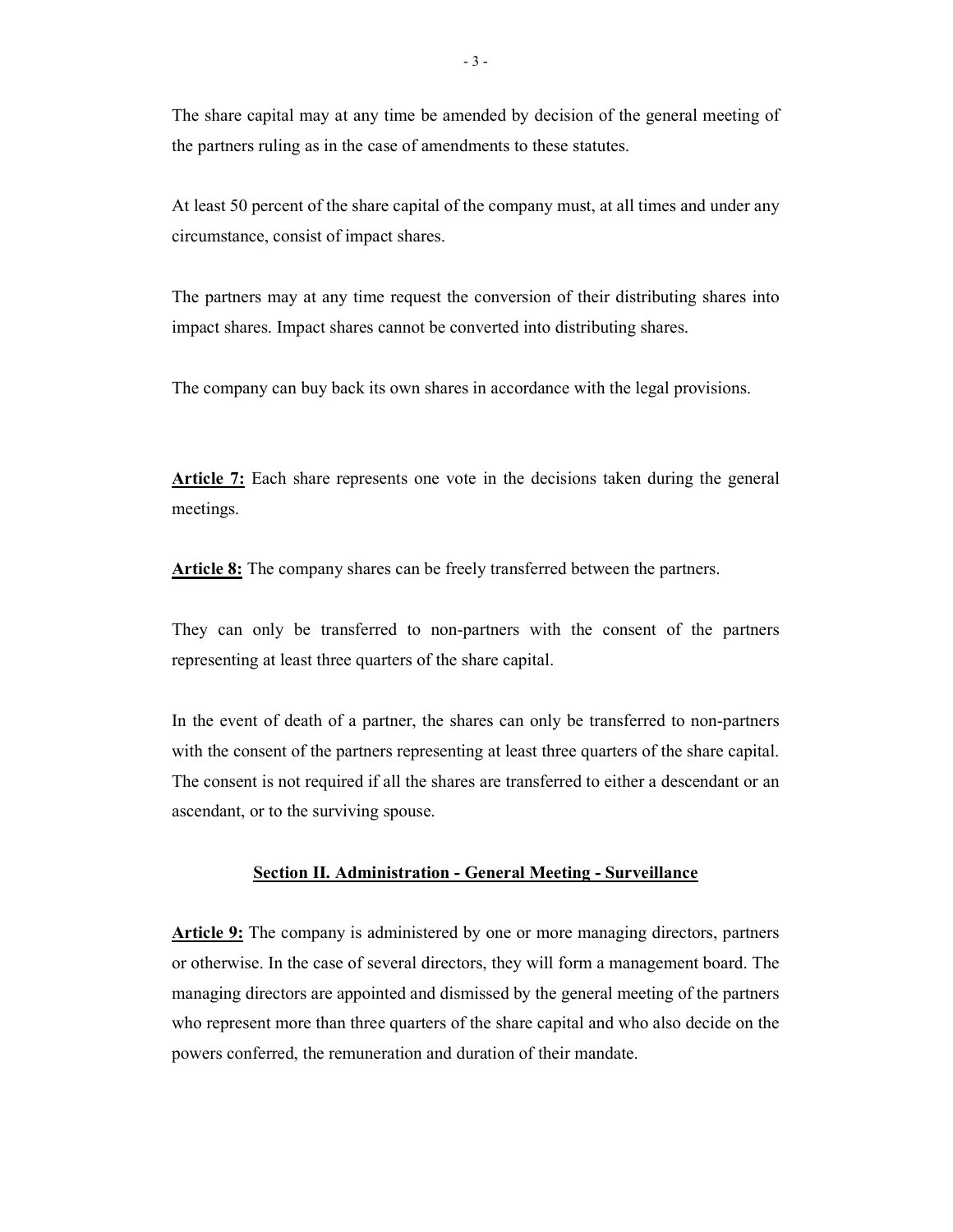The share capital may at any time be amended by decision of the general meeting of the partners ruling as in the case of amendments to these statutes.

At least 50 percent of the share capital of the company must, at all times and under any circumstance, consist of impact shares.

The partners may at any time request the conversion of their distributing shares into impact shares. Impact shares cannot be converted into distributing shares.

The company can buy back its own shares in accordance with the legal provisions.

**Article 7:** Each share represents one vote in the decisions taken during the general meetings.

**Article 8:** The company shares can be freely transferred between the partners.

They can only be transferred to non-partners with the consent of the partners representing at least three quarters of the share capital.

In the event of death of a partner, the shares can only be transferred to non-partners with the consent of the partners representing at least three quarters of the share capital. The consent is not required if all the shares are transferred to either a descendant or an ascendant, or to the surviving spouse.

## Section II. Administration - General Meeting - Surveillance

**Article 9:** The company is administered by one or more managing directors, partners or otherwise. In the case of several directors, they will form a management board. The managing directors are appointed and dismissed by the general meeting of the partners who represent more than three quarters of the share capital and who also decide on the powers conferred, the remuneration and duration of their mandate.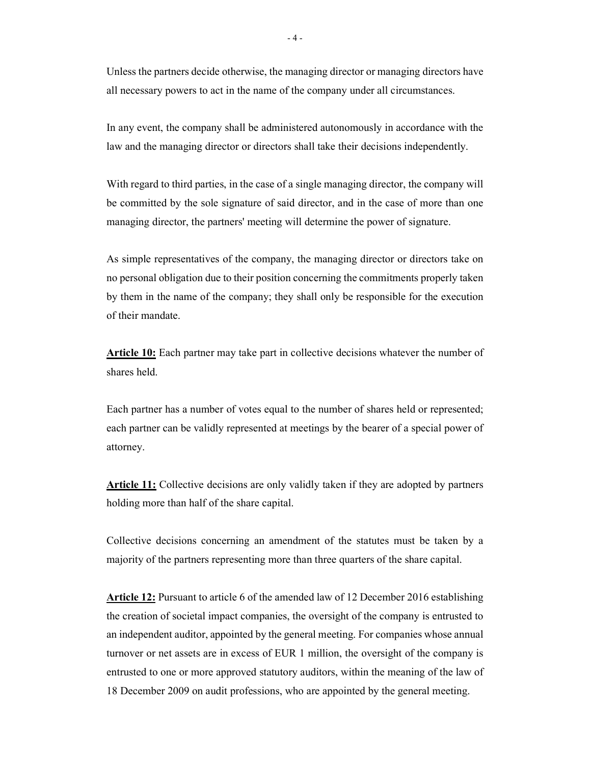Unless the partners decide otherwise, the managing director or managing directors have all necessary powers to act in the name of the company under all circumstances.

In any event, the company shall be administered autonomously in accordance with the law and the managing director or directors shall take their decisions independently.

With regard to third parties, in the case of a single managing director, the company will be committed by the sole signature of said director, and in the case of more than one managing director, the partners' meeting will determine the power of signature.

As simple representatives of the company, the managing director or directors take on no personal obligation due to their position concerning the commitments properly taken by them in the name of the company; they shall only be responsible for the execution of their mandate.

**Article 10:** Each partner may take part in collective decisions whatever the number of shares held.

Each partner has a number of votes equal to the number of shares held or represented; each partner can be validly represented at meetings by the bearer of a special power of attorney.

**Article 11:** Collective decisions are only validly taken if they are adopted by partners holding more than half of the share capital.

Collective decisions concerning an amendment of the statutes must be taken by a majority of the partners representing more than three quarters of the share capital.

**Article 12:** Pursuant to article 6 of the amended law of 12 December 2016 establishing the creation of societal impact companies, the oversight of the company is entrusted to an independent auditor, appointed by the general meeting. For companies whose annual turnover or net assets are in excess of EUR 1 million, the oversight of the company is entrusted to one or more approved statutory auditors, within the meaning of the law of 18 December 2009 on audit professions, who are appointed by the general meeting.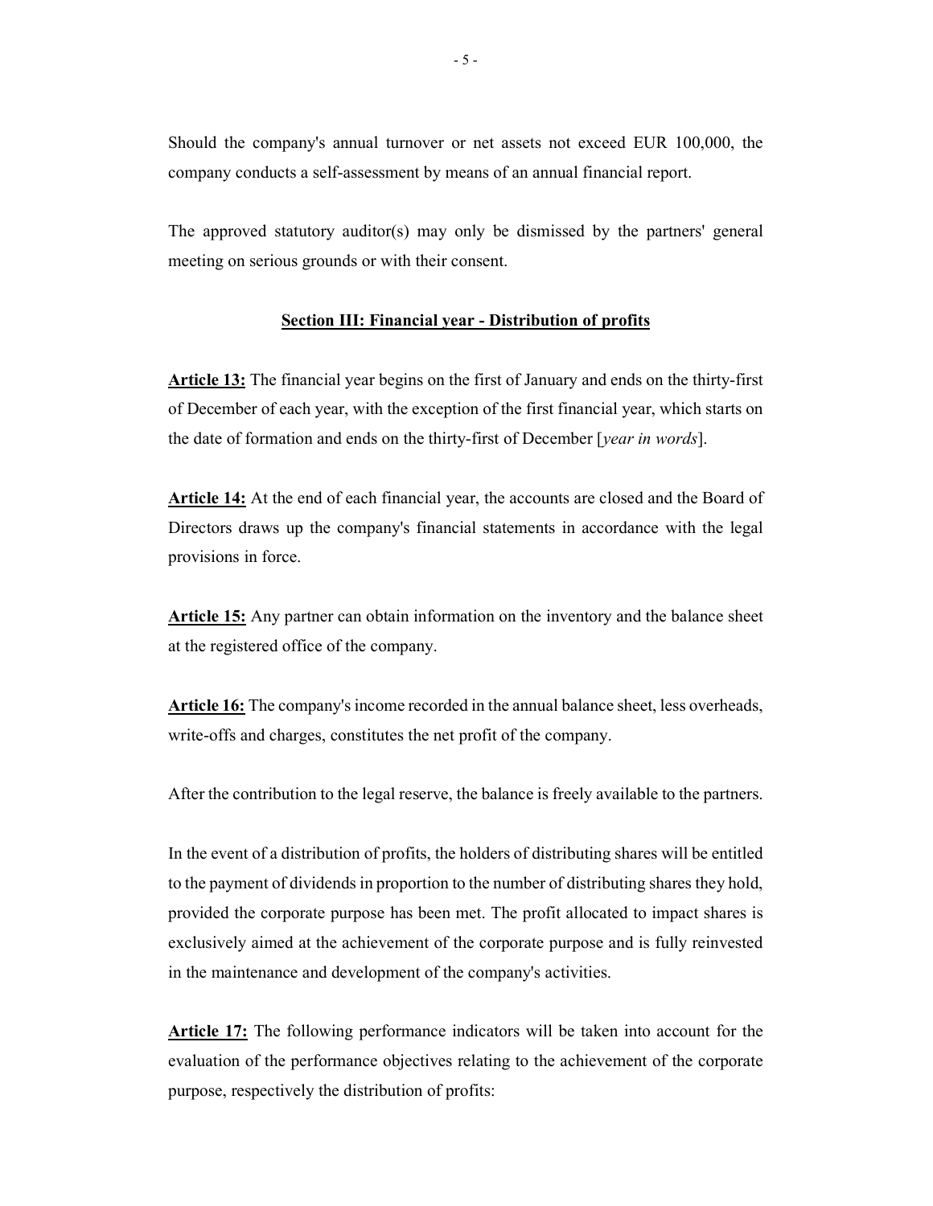Should the company's annual turnover or net assets not exceed EUR 100,000, the company conducts a self-assessment by means of an annual financial report.

The approved statutory auditor(s) may only be dismissed by the partners' general meeting on serious grounds or with their consent.

## Section III: Financial year - Distribution of profits

**Article 13:** The financial year begins on the first of January and ends on the thirty-first of December of each year, with the exception of the first financial year, which starts on the date of formation and ends on the thirty-first of December [*year in words*].

**Article 14:** At the end of each financial year, the accounts are closed and the Board of Directors draws up the company's financial statements in accordance with the legal provisions in force.

**Article 15:** Any partner can obtain information on the inventory and the balance sheet at the registered office of the company.

**Article 16:** The company's income recorded in the annual balance sheet, less overheads, write-offs and charges, constitutes the net profit of the company.

After the contribution to the legal reserve, the balance is freely available to the partners.

In the event of a distribution of profits, the holders of distributing shares will be entitled to the payment of dividends in proportion to the number of distributing shares they hold, provided the corporate purpose has been met. The profit allocated to impact shares is exclusively aimed at the achievement of the corporate purpose and is fully reinvested in the maintenance and development of the company's activities.

**Article 17:** The following performance indicators will be taken into account for the evaluation of the performance objectives relating to the achievement of the corporate purpose, respectively the distribution of profits: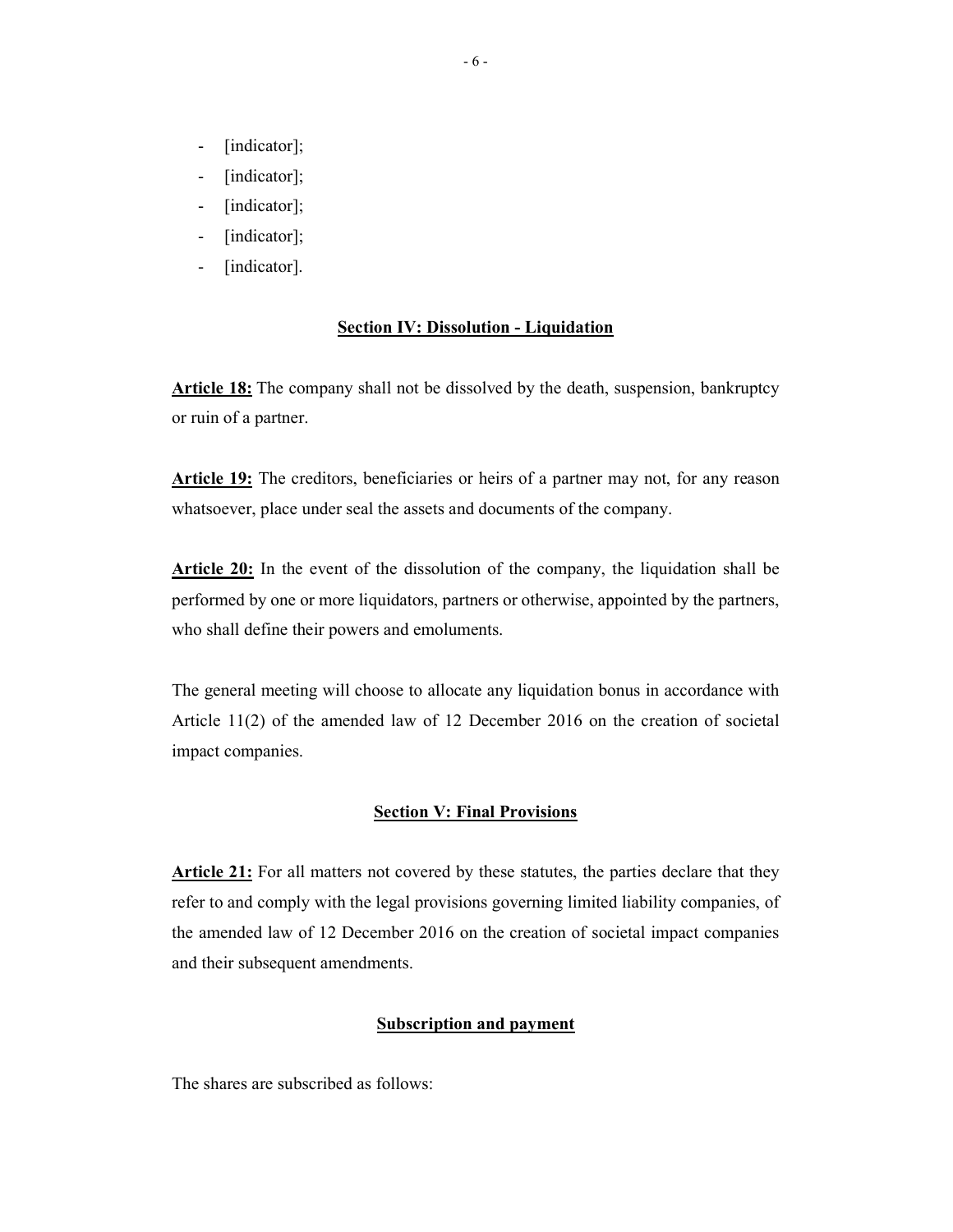- [indicator];
- [indicator];
- [indicator];
- [indicator];
- [indicator].

## Section IV: Dissolution - Liquidation

**Article 18:** The company shall not be dissolved by the death, suspension, bankruptcy or ruin of a partner.

**Article 19:** The creditors, beneficiaries or heirs of a partner may not, for any reason whatsoever, place under seal the assets and documents of the company.

**Article 20:** In the event of the dissolution of the company, the liquidation shall be performed by one or more liquidators, partners or otherwise, appointed by the partners, who shall define their powers and emoluments.

The general meeting will choose to allocate any liquidation bonus in accordance with Article 11(2) of the amended law of 12 December 2016 on the creation of societal impact companies.

## Section V: Final Provisions

**Article 21:** For all matters not covered by these statutes, the parties declare that they refer to and comply with the legal provisions governing limited liability companies, of the amended law of 12 December 2016 on the creation of societal impact companies and their subsequent amendments.

## Subscription and payment

The shares are subscribed as follows: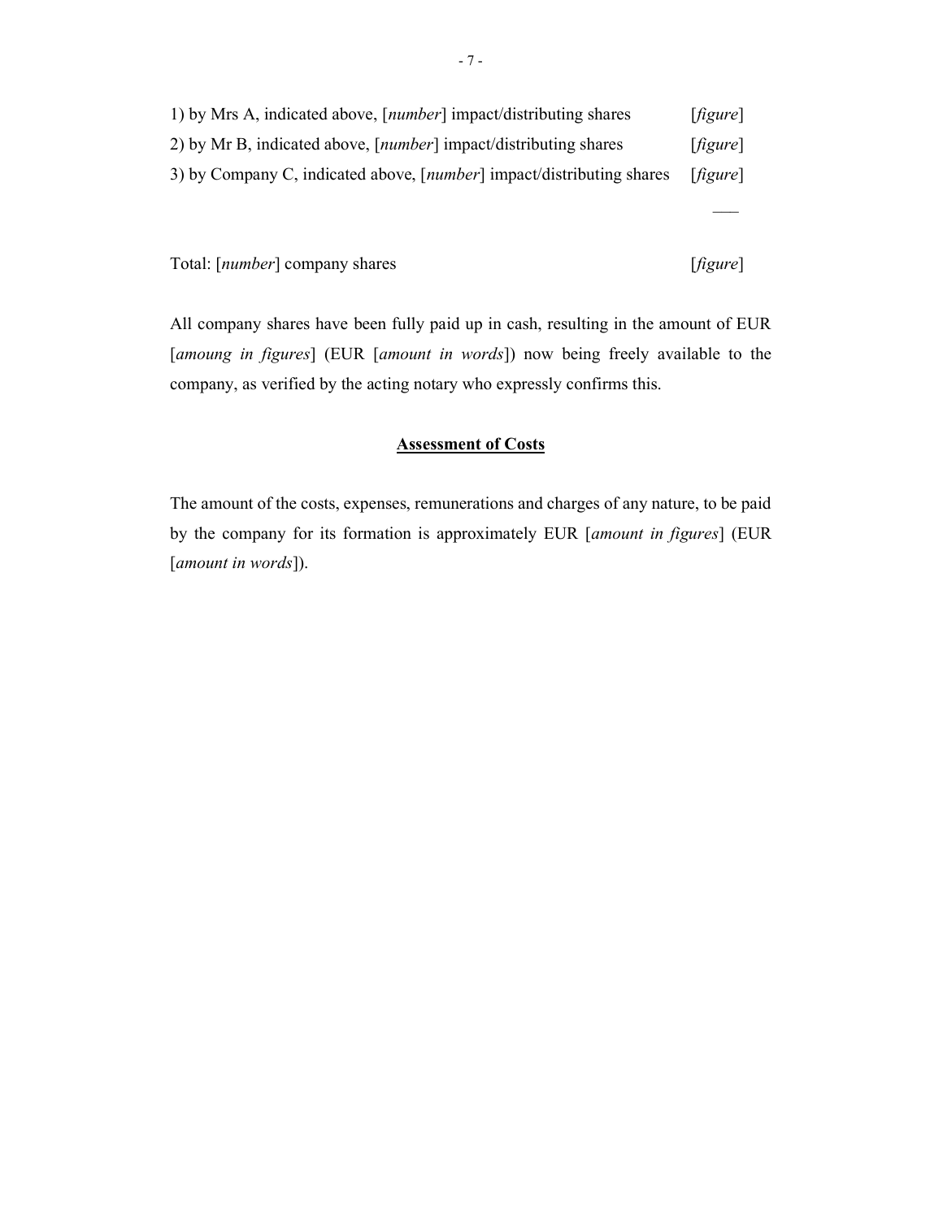| | |
|---|---|
| 1) by Mrs A, indicated above, [*number*] impact/distributing shares | [*figure*] |
| 2) by Mr B, indicated above, [*number*] impact/distributing shares | [*figure*] |
| 3) by Company C, indicated above, [*number*] impact/distributing shares | [*figure*] |
| | ___ |
| Total: [*number*] company shares | [*figure*] |

All company shares have been fully paid up in cash, resulting in the amount of EUR [*amoung in figures*] (EUR [*amount in words*]) now being freely available to the company, as verified by the acting notary who expressly confirms this.

**Assessment of Costs**

The amount of the costs, expenses, remunerations and charges of any nature, to be paid by the company for its formation is approximately EUR [*amount in figures*] (EUR [*amount in words*]).